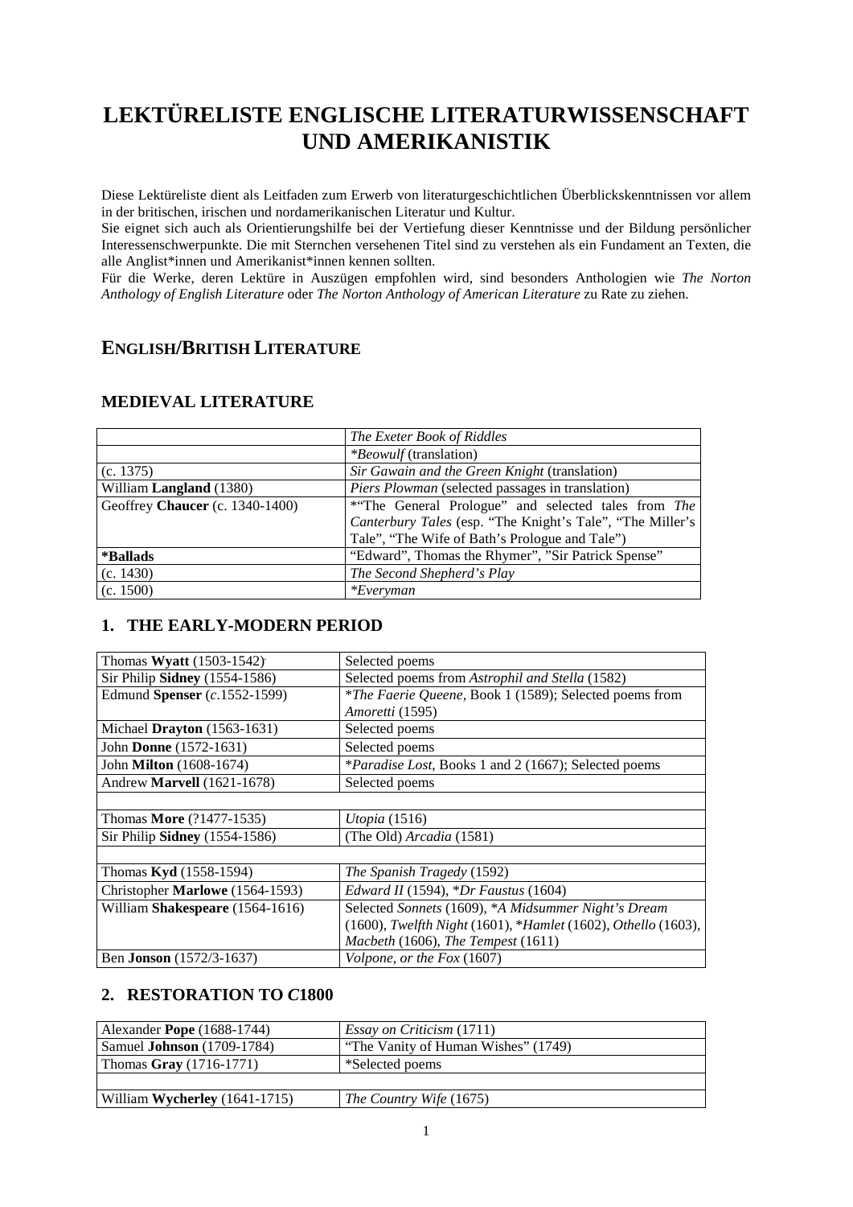# LEKTÜRELISTE ENGLISCHE LITERATURWISSENSCHAFT UND AMERIKANISTIK

Diese Lektüreliste dient als Leitfaden zum Erwerb von literaturgeschichtlichen Überblickskenntnissen vor allem in der britischen, irischen und nordamerikanischen Literatur und Kultur.
Sie eignet sich auch als Orientierungshilfe bei der Vertiefung dieser Kenntnisse und der Bildung persönlicher Interessenschwerpunkte. Die mit Sternchen versehenen Titel sind zu verstehen als ein Fundament an Texten, die alle Anglist*innen und Amerikanist*innen kennen sollten.
Für die Werke, deren Lektüre in Auszügen empfohlen wird, sind besonders Anthologien wie *The Norton Anthology of English Literature* oder *The Norton Anthology of American Literature* zu Rate zu ziehen.

## ENGLISH/BRITISH LITERATURE

### MEDIEVAL LITERATURE

| | |
|---|---|
| | *The Exeter Book of Riddles* |
| | **Beowulf** (translation) |
| (c. 1375) | *Sir Gawain and the Green Knight* (translation) |
| William **Langland** (1380) | *Piers Plowman* (selected passages in translation) |
| Geoffrey **Chaucer** (c. 1340-1400) | *"The General Prologue" and selected tales from *The Canterbury Tales* (esp. "The Knight's Tale", "The Miller's Tale", "The Wife of Bath's Prologue and Tale") |
| ***Ballads** | "Edward", Thomas the Rhymer", "Sir Patrick Spense" |
| (c. 1430) | *The Second Shepherd's Play* |
| (c. 1500) | **Everyman** |

### 1. THE EARLY-MODERN PERIOD

| | |
|---|---|
| Thomas **Wyatt** (1503-1542) | Selected poems |
| Sir Philip **Sidney** (1554-1586) | Selected poems from *Astrophil and Stella* (1582) |
| Edmund **Spenser** (*c.*1552-1599) | **The Faerie Queene*, Book 1 (1589); Selected poems from *Amoretti* (1595) |
| Michael **Drayton** (1563-1631) | Selected poems |
| John **Donne** (1572-1631) | Selected poems |
| John **Milton** (1608-1674) | **Paradise Lost*, Books 1 and 2 (1667); Selected poems |
| Andrew **Marvell** (1621-1678) | Selected poems |
| | |
| Thomas **More** (?1477-1535) | *Utopia* (1516) |
| Sir Philip **Sidney** (1554-1586) | (The Old) *Arcadia* (1581) |
| | |
| Thomas **Kyd** (1558-1594) | *The Spanish Tragedy* (1592) |
| Christopher **Marlowe** (1564-1593) | *Edward II* (1594), **Dr Faustus* (1604) |
| William **Shakespeare** (1564-1616) | Selected *Sonnets* (1609), **A Midsummer Night's Dream* (1600), *Twelfth Night* (1601), **Hamlet* (1602), *Othello* (1603), *Macbeth* (1606), *The Tempest* (1611) |
| Ben **Jonson** (1572/3-1637) | *Volpone, or the Fox* (1607) |

### 2. RESTORATION TO *C*1800

| | |
|---|---|
| Alexander **Pope** (1688-1744) | *Essay on Criticism* (1711) |
| Samuel **Johnson** (1709-1784) | "The Vanity of Human Wishes" (1749) |
| Thomas **Gray** (1716-1771) | *Selected poems |
| | |
| William **Wycherley** (1641-1715) | *The Country Wife* (1675) |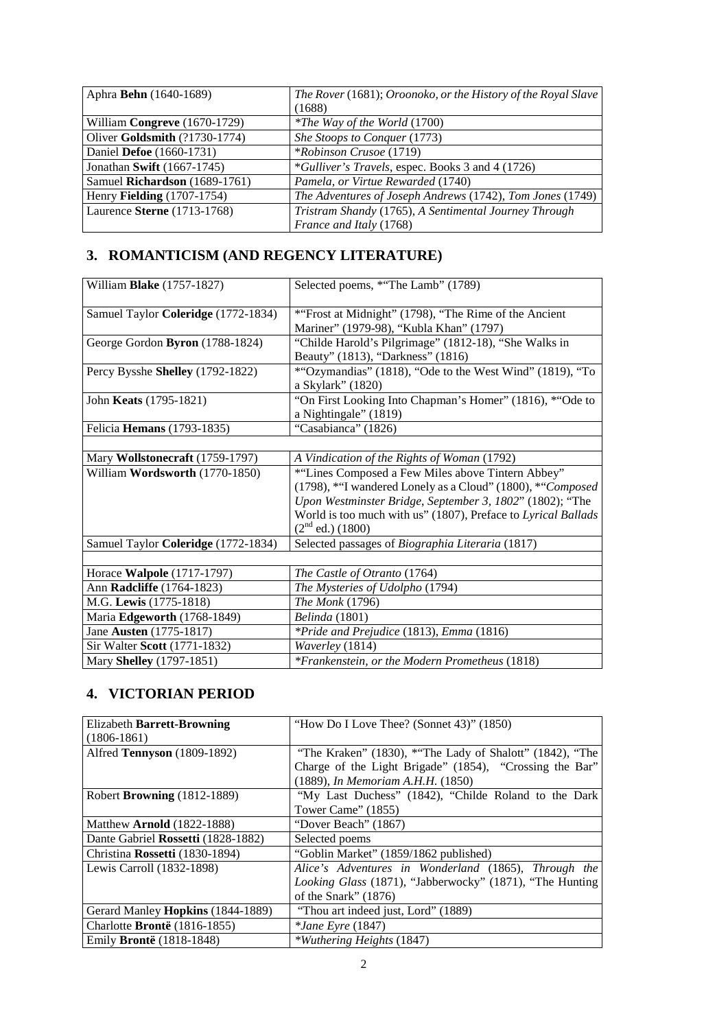| Aphra **Behn** (1640-1689) | *The Rover* (1681); *Oroonoko, or the History of the Royal Slave* (1688) |
|---|---|
| William **Congreve** (1670-1729) | **The Way of the World* (1700) |
| Oliver **Goldsmith** (?1730-1774) | *She Stoops to Conquer* (1773) |
| Daniel **Defoe** (1660-1731) | **Robinson Crusoe* (1719) |
| Jonathan **Swift** (1667-1745) | **Gulliver's Travels*, espec. Books 3 and 4 (1726) |
| Samuel **Richardson** (1689-1761) | *Pamela, or Virtue Rewarded* (1740) |
| Henry **Fielding** (1707-1754) | *The Adventures of Joseph Andrews* (1742), *Tom Jones* (1749) |
| Laurence **Sterne** (1713-1768) | *Tristram Shandy* (1765), *A Sentimental Journey Through France and Italy* (1768) |

## 3. ROMANTICISM (AND REGENCY LITERATURE)

| William **Blake** (1757-1827) | Selected poems, *"The Lamb" (1789) |
|---|---|
| Samuel Taylor **Coleridge** (1772-1834) | *"Frost at Midnight" (1798), "The Rime of the Ancient Mariner" (1979-98), "Kubla Khan" (1797) |
| George Gordon **Byron** (1788-1824) | "Childe Harold's Pilgrimage" (1812-18), "She Walks in Beauty" (1813), "Darkness" (1816) |
| Percy Bysshe **Shelley** (1792-1822) | *"Ozymandias" (1818), "Ode to the West Wind" (1819), "To a Skylark" (1820) |
| John **Keats** (1795-1821) | "On First Looking Into Chapman's Homer" (1816), *"Ode to a Nightingale" (1819) |
| Felicia **Hemans** (1793-1835) | "Casabianca" (1826) |
| | |
| Mary **Wollstonecraft** (1759-1797) | *A Vindication of the Rights of Woman* (1792) |
| William **Wordsworth** (1770-1850) | *"Lines Composed a Few Miles above Tintern Abbey" (1798), *"I wandered Lonely as a Cloud" (1800), *"*Composed Upon Westminster Bridge, September 3, 1802*" (1802); "The World is too much with us" (1807), Preface to *Lyrical Ballads* (2nd ed.) (1800) |
| Samuel Taylor **Coleridge** (1772-1834) | Selected passages of *Biographia Literaria* (1817) |
| | |
| Horace **Walpole** (1717-1797) | *The Castle of Otranto* (1764) |
| Ann **Radcliffe** (1764-1823) | *The Mysteries of Udolpho* (1794) |
| M.G. **Lewis** (1775-1818) | *The Monk* (1796) |
| Maria **Edgeworth** (1768-1849) | *Belinda* (1801) |
| Jane **Austen** (1775-1817) | **Pride and Prejudice* (1813), *Emma* (1816) |
| Sir Walter **Scott** (1771-1832) | *Waverley* (1814) |
| Mary **Shelley** (1797-1851) | **Frankenstein, or the Modern Prometheus* (1818) |

## 4. VICTORIAN PERIOD

| Elizabeth **Barrett-Browning** (1806-1861) | "How Do I Love Thee? (Sonnet 43)" (1850) |
|---|---|
| Alfred **Tennyson** (1809-1892) | "The Kraken" (1830), *"The Lady of Shalott" (1842), "The Charge of the Light Brigade" (1854), "Crossing the Bar" (1889), *In Memoriam A.H.H.* (1850) |
| Robert **Browning** (1812-1889) | "My Last Duchess" (1842), "Childe Roland to the Dark Tower Came" (1855) |
| Matthew **Arnold** (1822-1888) | "Dover Beach" (1867) |
| Dante Gabriel **Rossetti** (1828-1882) | Selected poems |
| Christina **Rossetti** (1830-1894) | "Goblin Market" (1859/1862 published) |
| Lewis Carroll (1832-1898) | *Alice's Adventures in Wonderland* (1865), *Through the Looking Glass* (1871), "Jabberwocky" (1871), "The Hunting of the Snark" (1876) |
| Gerard Manley **Hopkins** (1844-1889) | "Thou art indeed just, Lord" (1889) |
| Charlotte **Brontë** (1816-1855) | **Jane Eyre* (1847) |
| Emily **Brontë** (1818-1848) | **Wuthering Heights* (1847) |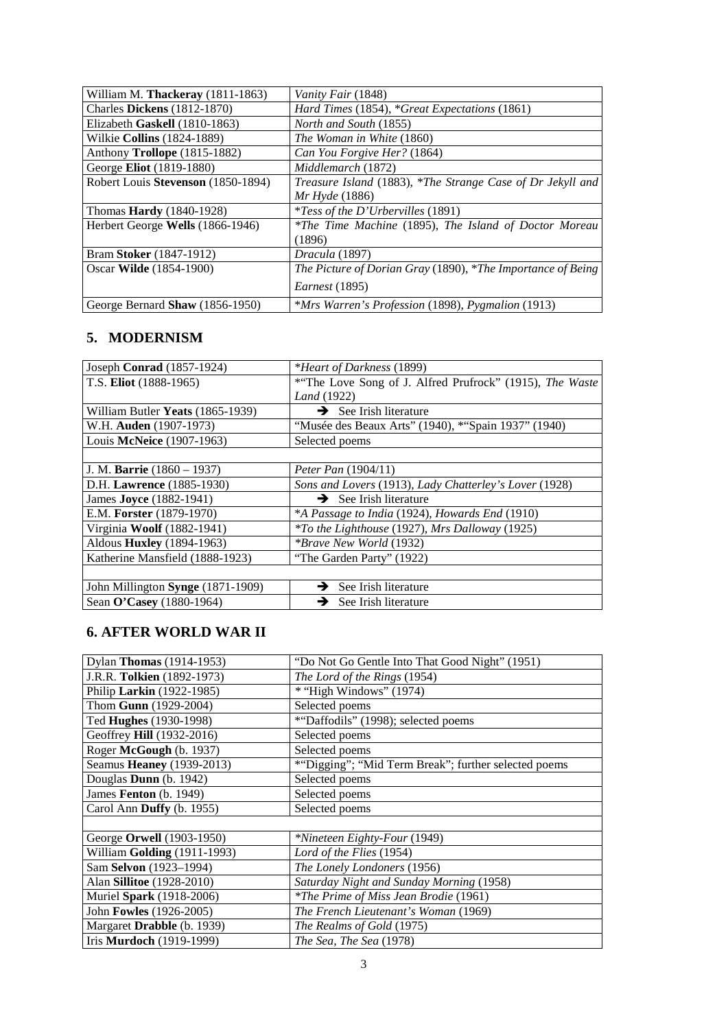| | |
|---|---|
| William M. **Thackeray** (1811-1863) | *Vanity Fair* (1848) |
| Charles **Dickens** (1812-1870) | *Hard Times* (1854), **Great Expectations* (1861) |
| Elizabeth **Gaskell** (1810-1863) | *North and South* (1855) |
| Wilkie **Collins** (1824-1889) | *The Woman in White* (1860) |
| Anthony **Trollope** (1815-1882) | *Can You Forgive Her?* (1864) |
| George **Eliot** (1819-1880) | *Middlemarch* (1872) |
| Robert Louis **Stevenson** (1850-1894) | *Treasure Island* (1883), **The Strange Case of Dr Jekyll and Mr Hyde* (1886) |
| Thomas **Hardy** (1840-1928) | **Tess of the D'Urbervilles* (1891) |
| Herbert George **Wells** (1866-1946) | **The Time Machine* (1895), *The Island of Doctor Moreau* (1896) |
| Bram **Stoker** (1847-1912) | *Dracula* (1897) |
| Oscar **Wilde** (1854-1900) | *The Picture of Dorian Gray* (1890), **The Importance of Being Earnest* (1895) |
| George Bernard **Shaw** (1856-1950) | **Mrs Warren's Profession* (1898), *Pygmalion* (1913) |

## 5. MODERNISM

| | |
|---|---|
| Joseph **Conrad** (1857-1924) | **Heart of Darkness* (1899) |
| T.S. **Eliot** (1888-1965) | *"The Love Song of J. Alfred Prufrock" (1915), *The Waste Land* (1922) |
| William Butler **Yeats** (1865-1939) | ➔ See Irish literature |
| W.H. **Auden** (1907-1973) | "Musée des Beaux Arts" (1940), *"Spain 1937" (1940) |
| Louis **McNeice** (1907-1963) | Selected poems |
| | |
| J. M. **Barrie** (1860 – 1937) | *Peter Pan* (1904/11) |
| D.H. **Lawrence** (1885-1930) | *Sons and Lovers* (1913), *Lady Chatterley's Lover* (1928) |
| James **Joyce** (1882-1941) | ➔ See Irish literature |
| E.M. **Forster** (1879-1970) | **A Passage to India* (1924), *Howards End* (1910) |
| Virginia **Woolf** (1882-1941) | **To the Lighthouse* (1927), *Mrs Dalloway* (1925) |
| Aldous **Huxley** (1894-1963) | **Brave New World* (1932) |
| Katherine Mansfield (1888-1923) | "The Garden Party" (1922) |
| | |
| John Millington **Synge** (1871-1909) | ➔ See Irish literature |
| Sean **O'Casey** (1880-1964) | ➔ See Irish literature |

## 6. AFTER WORLD WAR II

| | |
|---|---|
| Dylan **Thomas** (1914-1953) | "Do Not Go Gentle Into That Good Night" (1951) |
| J.R.R. **Tolkien** (1892-1973) | *The Lord of the Rings* (1954) |
| Philip **Larkin** (1922-1985) | * "High Windows" (1974) |
| Thom **Gunn** (1929-2004) | Selected poems |
| Ted **Hughes** (1930-1998) | *"Daffodils" (1998); selected poems |
| Geoffrey **Hill** (1932-2016) | Selected poems |
| Roger **McGough** (b. 1937) | Selected poems |
| Seamus **Heaney** (1939-2013) | *"Digging"; "Mid Term Break"; further selected poems |
| Douglas **Dunn** (b. 1942) | Selected poems |
| James **Fenton** (b. 1949) | Selected poems |
| Carol Ann **Duffy** (b. 1955) | Selected poems |
| | |
| George **Orwell** (1903-1950) | **Nineteen Eighty-Four* (1949) |
| William **Golding** (1911-1993) | *Lord of the Flies* (1954) |
| Sam **Selvon** (1923–1994) | *The Lonely Londoners* (1956) |
| Alan **Sillitoe** (1928-2010) | *Saturday Night and Sunday Morning* (1958) |
| Muriel **Spark** (1918-2006) | **The Prime of Miss Jean Brodie* (1961) |
| John **Fowles** (1926-2005) | *The French Lieutenant's Woman* (1969) |
| Margaret **Drabble** (b. 1939) | *The Realms of Gold* (1975) |
| Iris **Murdoch** (1919-1999) | *The Sea, The Sea* (1978) |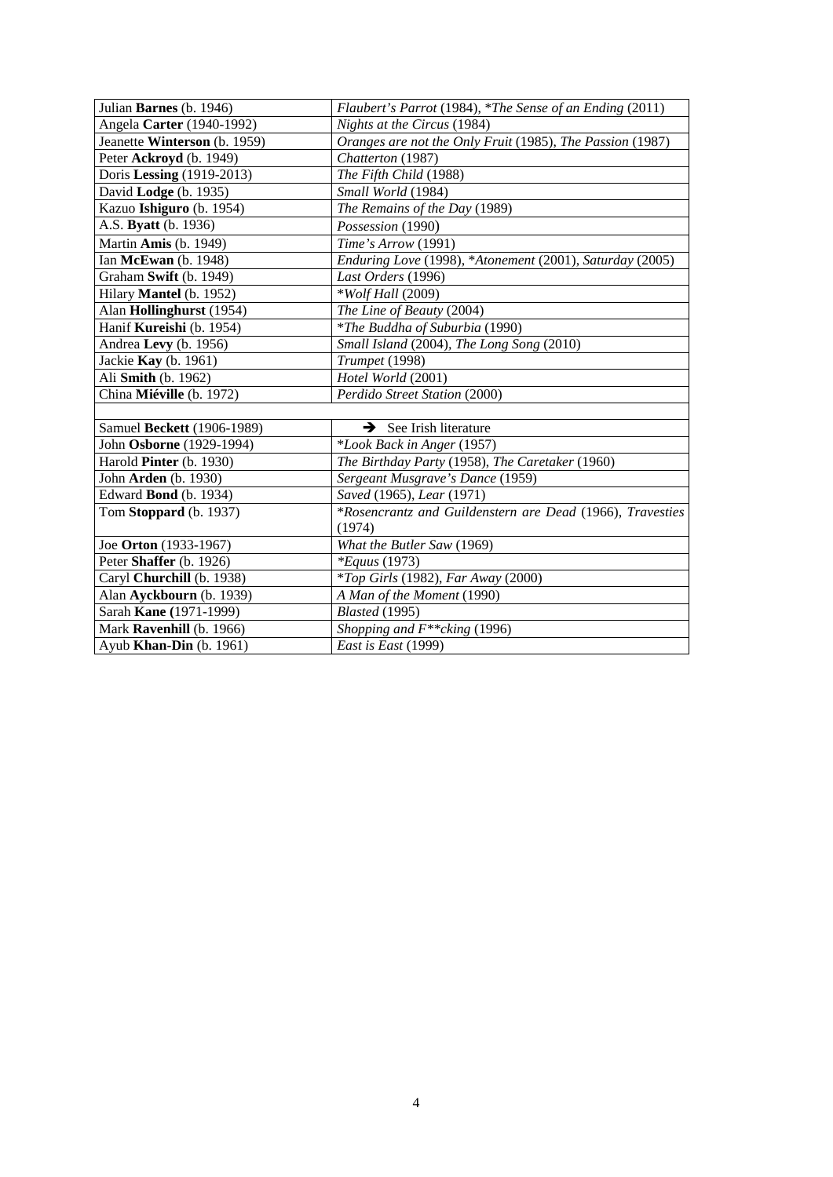| | |
|---|---|
| Julian **Barnes** (b. 1946) | *Flaubert's Parrot* (1984), *\*The Sense of an Ending* (2011) |
| Angela **Carter** (1940-1992) | *Nights at the Circus* (1984) |
| Jeanette **Winterson** (b. 1959) | *Oranges are not the Only Fruit* (1985), *The Passion* (1987) |
| Peter **Ackroyd** (b. 1949) | *Chatterton* (1987) |
| Doris **Lessing** (1919-2013) | *The Fifth Child* (1988) |
| David **Lodge** (b. 1935) | *Small World* (1984) |
| Kazuo **Ishiguro** (b. 1954) | *The Remains of the Day* (1989) |
| A.S. **Byatt** (b. 1936) | *Possession* (1990) |
| Martin **Amis** (b. 1949) | *Time's Arrow* (1991) |
| Ian **McEwan** (b. 1948) | *Enduring Love* (1998), *\*Atonement* (2001), *Saturday* (2005) |
| Graham **Swift** (b. 1949) | *Last Orders* (1996) |
| Hilary **Mantel** (b. 1952) | *\*Wolf Hall* (2009) |
| Alan **Hollinghurst** (1954) | *The Line of Beauty* (2004) |
| Hanif **Kureishi** (b. 1954) | *\*The Buddha of Suburbia* (1990) |
| Andrea **Levy** (b. 1956) | *Small Island* (2004), *The Long Song* (2010) |
| Jackie **Kay** (b. 1961) | *Trumpet* (1998) |
| Ali **Smith** (b. 1962) | *Hotel World* (2001) |
| China **Miéville** (b. 1972) | *Perdido Street Station* (2000) |
| | |
| Samuel **Beckett** (1906-1989) | → See Irish literature |
| John **Osborne** (1929-1994) | *\*Look Back in Anger* (1957) |
| Harold **Pinter** (b. 1930) | *The Birthday Party* (1958), *The Caretaker* (1960) |
| John **Arden** (b. 1930) | *Sergeant Musgrave's Dance* (1959) |
| Edward **Bond** (b. 1934) | *Saved* (1965), *Lear* (1971) |
| Tom **Stoppard** (b. 1937) | *\*Rosencrantz and Guildenstern are Dead* (1966), *Travesties* (1974) |
| Joe **Orton** (1933-1967) | *What the Butler Saw* (1969) |
| Peter **Shaffer** (b. 1926) | *\*Equus* (1973) |
| Caryl **Churchill** (b. 1938) | *\*Top Girls* (1982), *Far Away* (2000) |
| Alan **Ayckbourn** (b. 1939) | *A Man of the Moment* (1990) |
| Sarah **Kane** **(**1971-1999) | *Blasted* (1995) |
| Mark **Ravenhill** (b. 1966) | *Shopping and F\*\*cking* (1996) |
| Ayub **Khan-Din** (b. 1961) | *East is East* (1999) |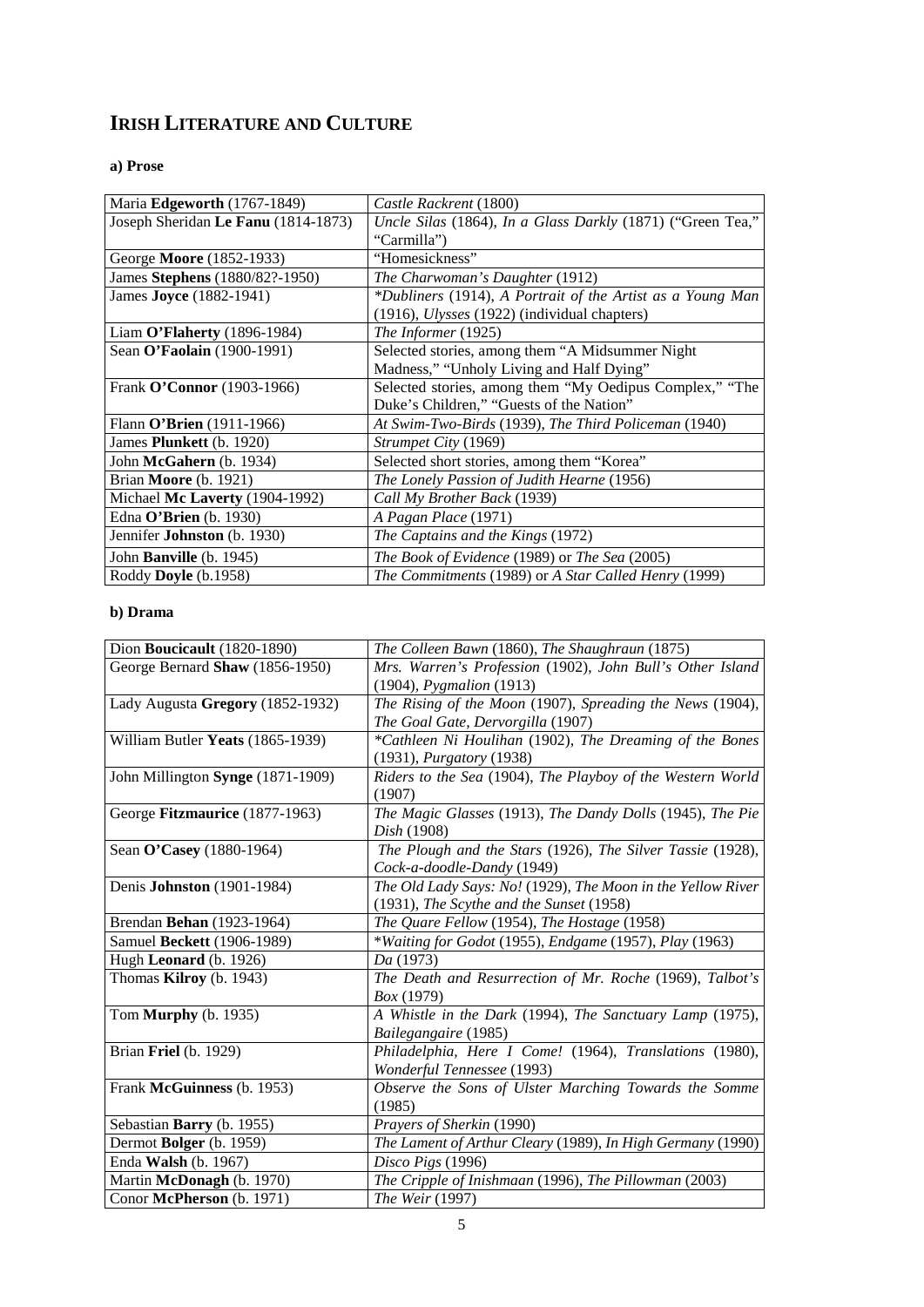# IRISH LITERATURE AND CULTURE

### a) Prose

| | |
|---|---|
| Maria **Edgeworth** (1767-1849) | *Castle Rackrent* (1800) |
| Joseph Sheridan **Le Fanu** (1814-1873) | *Uncle Silas* (1864), *In a Glass Darkly* (1871) ("Green Tea," "Carmilla") |
| George **Moore** (1852-1933) | "Homesickness" |
| James **Stephens** (1880/82?-1950) | *The Charwoman's Daughter* (1912) |
| James **Joyce** (1882-1941) | **Dubliners* (1914), *A Portrait of the Artist as a Young Man* (1916), *Ulysses* (1922) (individual chapters) |
| Liam **O'Flaherty** (1896-1984) | *The Informer* (1925) |
| Sean **O'Faolain** (1900-1991) | Selected stories, among them "A Midsummer Night Madness," "Unholy Living and Half Dying" |
| Frank **O'Connor** (1903-1966) | Selected stories, among them "My Oedipus Complex," "The Duke's Children," "Guests of the Nation" |
| Flann **O'Brien** (1911-1966) | *At Swim-Two-Birds* (1939), *The Third Policeman* (1940) |
| James **Plunkett** (b. 1920) | *Strumpet City* (1969) |
| John **McGahern** (b. 1934) | Selected short stories, among them "Korea" |
| Brian **Moore** (b. 1921) | *The Lonely Passion of Judith Hearne* (1956) |
| Michael **Mc Laverty** (1904-1992) | *Call My Brother Back* (1939) |
| Edna **O'Brien** (b. 1930) | *A Pagan Place* (1971) |
| Jennifer **Johnston** (b. 1930) | *The Captains and the Kings* (1972) |
| John **Banville** (b. 1945) | *The Book of Evidence* (1989) or *The Sea* (2005) |
| Roddy **Doyle** (b.1958) | *The Commitments* (1989) or *A Star Called Henry* (1999) |

### b) Drama

| | |
|---|---|
| Dion **Boucicault** (1820-1890) | *The Colleen Bawn* (1860), *The Shaughraun* (1875) |
| George Bernard **Shaw** (1856-1950) | *Mrs. Warren's Profession* (1902), *John Bull's Other Island* (1904), *Pygmalion* (1913) |
| Lady Augusta **Gregory** (1852-1932) | *The Rising of the Moon* (1907), *Spreading the News* (1904), *The Goal Gate*, *Dervorgilla* (1907) |
| William Butler **Yeats** (1865-1939) | **Cathleen Ni Houlihan* (1902), *The Dreaming of the Bones* (1931), *Purgatory* (1938) |
| John Millington **Synge** (1871-1909) | *Riders to the Sea* (1904), *The Playboy of the Western World* (1907) |
| George **Fitzmaurice** (1877-1963) | *The Magic Glasses* (1913), *The Dandy Dolls* (1945), *The Pie Dish* (1908) |
| Sean **O'Casey** (1880-1964) | *The Plough and the Stars* (1926), *The Silver Tassie* (1928), *Cock-a-doodle-Dandy* (1949) |
| Denis **Johnston** (1901-1984) | *The Old Lady Says: No!* (1929), *The Moon in the Yellow River* (1931), *The Scythe and the Sunset* (1958) |
| Brendan **Behan** (1923-1964) | *The Quare Fellow* (1954), *The Hostage* (1958) |
| Samuel **Beckett** (1906-1989) | **Waiting for Godot* (1955), *Endgame* (1957), *Play* (1963) |
| Hugh **Leonard** (b. 1926) | *Da* (1973) |
| Thomas **Kilroy** (b. 1943) | *The Death and Resurrection of Mr. Roche* (1969), *Talbot's Box* (1979) |
| Tom **Murphy** (b. 1935) | *A Whistle in the Dark* (1994), *The Sanctuary Lamp* (1975), *Bailegangaire* (1985) |
| Brian **Friel** (b. 1929) | *Philadelphia, Here I Come!* (1964), *Translations* (1980), *Wonderful Tennessee* (1993) |
| Frank **McGuinness** (b. 1953) | *Observe the Sons of Ulster Marching Towards the Somme* (1985) |
| Sebastian **Barry** (b. 1955) | *Prayers of Sherkin* (1990) |
| Dermot **Bolger** (b. 1959) | *The Lament of Arthur Cleary* (1989), *In High Germany* (1990) |
| Enda **Walsh** (b. 1967) | *Disco Pigs* (1996) |
| Martin **McDonagh** (b. 1970) | *The Cripple of Inishmaan* (1996), *The Pillowman* (2003) |
| Conor **McPherson** (b. 1971) | *The Weir* (1997) |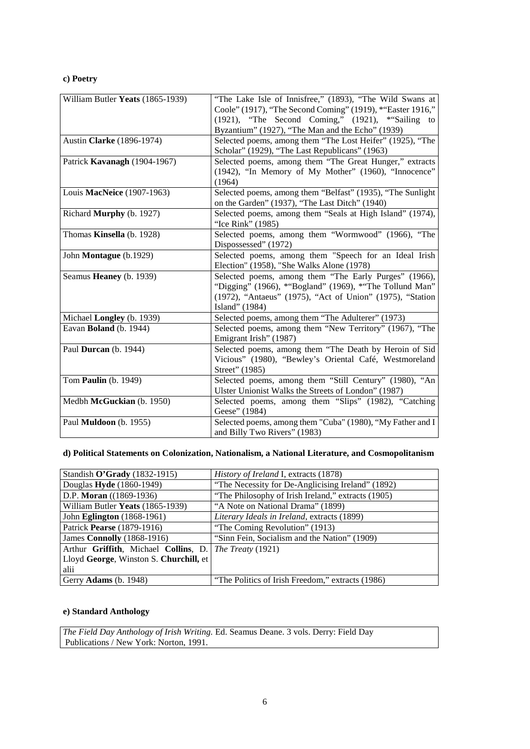#### c) Poetry

| William Butler **Yeats** (1865-1939) | "The Lake Isle of Innisfree," (1893), "The Wild Swans at Coole" (1917), "The Second Coming" (1919), *"Easter 1916," (1921), "The Second Coming," (1921), *"Sailing to Byzantium" (1927), "The Man and the Echo" (1939) |
|---|---|
| Austin **Clarke** (1896-1974) | Selected poems, among them "The Lost Heifer" (1925), "The Scholar" (1929), "The Last Republicans" (1963) |
| Patrick **Kavanagh** (1904-1967) | Selected poems, among them "The Great Hunger," extracts (1942), "In Memory of My Mother" (1960), "Innocence" (1964) |
| Louis **MacNeice** (1907-1963) | Selected poems, among them "Belfast" (1935), "The Sunlight on the Garden" (1937), "The Last Ditch" (1940) |
| Richard **Murphy** (b. 1927) | Selected poems, among them "Seals at High Island" (1974), "Ice Rink" (1985) |
| Thomas **Kinsella** (b. 1928) | Selected poems, among them "Wormwood" (1966), "The Dispossessed" (1972) |
| John **Montague** (b.1929) | Selected poems, among them "Speech for an Ideal Irish Election" (1958), "She Walks Alone (1978) |
| Seamus **Heaney** (b. 1939) | Selected poems, among them "The Early Purges" (1966), "Digging" (1966), *"Bogland" (1969), *"The Tollund Man" (1972), "Antaeus" (1975), "Act of Union" (1975), "Station Island" (1984) |
| Michael **Longley** (b. 1939) | Selected poems, among them "The Adulterer" (1973) |
| Eavan **Boland** (b. 1944) | Selected poems, among them "New Territory" (1967), "The Emigrant Irish" (1987) |
| Paul **Durcan** (b. 1944) | Selected poems, among them "The Death by Heroin of Sid Vicious" (1980), "Bewley's Oriental Café, Westmoreland Street" (1985) |
| Tom **Paulin** (b. 1949) | Selected poems, among them "Still Century" (1980), "An Ulster Unionist Walks the Streets of London" (1987) |
| Medbh **McGuckian** (b. 1950) | Selected poems, among them "Slips" (1982), "Catching Geese" (1984) |
| Paul **Muldoon** (b. 1955) | Selected poems, among them "Cuba" (1980), "My Father and I and Billy Two Rivers" (1983) |

#### d) Political Statements on Colonization, Nationalism, a National Literature, and Cosmopolitanism

| Standish **O'Grady** (1832-1915) | *History of Ireland* I, extracts (1878) |
|---|---|
| Douglas **Hyde** (1860-1949) | "The Necessity for De-Anglicising Ireland" (1892) |
| D.P. **Moran** ((1869-1936) | "The Philosophy of Irish Ireland," extracts (1905) |
| William Butler **Yeats** (1865-1939) | "A Note on National Drama" (1899) |
| John **Eglington** (1868-1961) | *Literary Ideals in Ireland*, extracts (1899) |
| Patrick **Pearse** (1879-1916) | "The Coming Revolution" (1913) |
| James **Connolly** (1868-1916) | "Sinn Fein, Socialism and the Nation" (1909) |
| Arthur **Griffith**, Michael **Collins**, D. Lloyd **George**, Winston S. **Churchill**, et alii | *The Treaty* (1921) |
| Gerry **Adams** (b. 1948) | "The Politics of Irish Freedom," extracts (1986) |

#### e) Standard Anthology

| *The Field Day Anthology of Irish Writing.* Ed. Seamus Deane. 3 vols. Derry: Field Day Publications / New York: Norton, 1991. |
|---|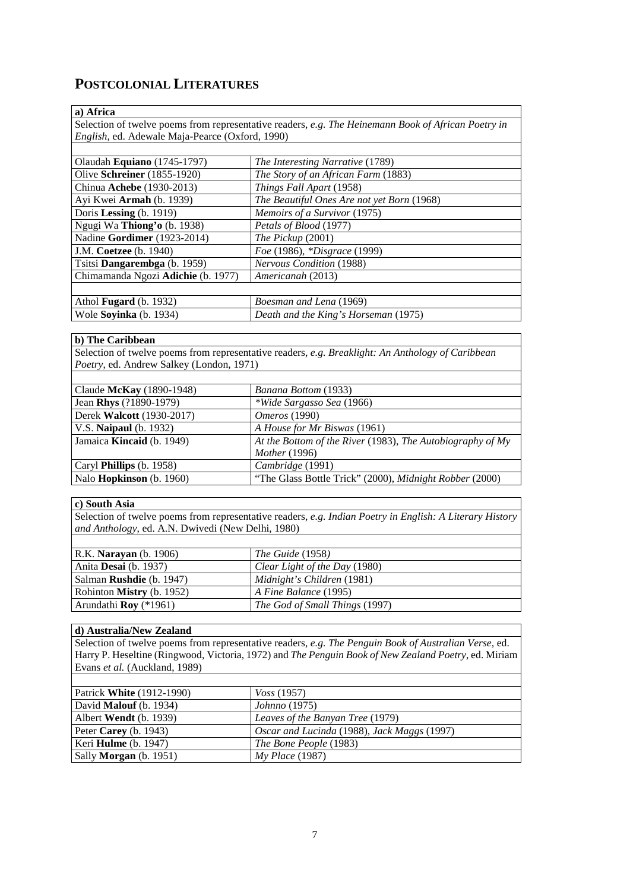# POSTCOLONIAL LITERATURES

## a) Africa

Selection of twelve poems from representative readers, *e.g. The Heinemann Book of African Poetry in English*, ed. Adewale Maja-Pearce (Oxford, 1990)

| | |
|---|---|
| Olaudah **Equiano** (1745-1797) | *The Interesting Narrative* (1789) |
| Olive **Schreiner** (1855-1920) | *The Story of an African Farm* (1883) |
| Chinua **Achebe** (1930-2013) | *Things Fall Apart* (1958) |
| Ayi Kwei **Armah** (b. 1939) | *The Beautiful Ones Are not yet Born* (1968) |
| Doris **Lessing** (b. 1919) | *Memoirs of a Survivor* (1975) |
| Ngugi Wa **Thiong'o** (b. 1938) | *Petals of Blood* (1977) |
| Nadine **Gordimer** (1923-2014) | *The Pickup* (2001) |
| J.M. **Coetzee** (b. 1940) | *Foe* (1986), *\*Disgrace* (1999) |
| Tsitsi **Dangarembga** (b. 1959) | *Nervous Condition* (1988) |
| Chimamanda Ngozi **Adichie** (b. 1977) | *Americanah* (2013) |
| | |
| Athol **Fugard** (b. 1932) | *Boesman and Lena* (1969) |
| Wole **Soyinka** (b. 1934) | *Death and the King's Horseman* (1975) |

## b) The Caribbean

Selection of twelve poems from representative readers, *e.g. Breaklight: An Anthology of Caribbean Poetry*, ed. Andrew Salkey (London, 1971)

| | |
|---|---|
| Claude **McKay** (1890-1948) | *Banana Bottom* (1933) |
| Jean **Rhys** (?1890-1979) | *\*Wide Sargasso Sea* (1966) |
| Derek **Walcott** (1930-2017) | *Omeros* (1990) |
| V.S. **Naipaul** (b. 1932) | *A House for Mr Biswas* (1961) |
| Jamaica **Kincaid** (b. 1949) | *At the Bottom of the River* (1983), *The Autobiography of My Mother* (1996) |
| Caryl **Phillips** (b. 1958) | *Cambridge* (1991) |
| Nalo **Hopkinson** (b. 1960) | "The Glass Bottle Trick" (2000), *Midnight Robber* (2000) |

## c) South Asia

Selection of twelve poems from representative readers, *e.g. Indian Poetry in English: A Literary History and Anthology*, ed. A.N. Dwivedi (New Delhi, 1980)

| | |
|---|---|
| R.K. **Narayan** (b. 1906) | *The Guide* (1958) |
| Anita **Desai** (b. 1937) | *Clear Light of the Day* (1980) |
| Salman **Rushdie** (b. 1947) | *Midnight's Children* (1981) |
| Rohinton **Mistry** (b. 1952) | *A Fine Balance* (1995) |
| Arundathi **Roy** (\*1961) | *The God of Small Things* (1997) |

## d) Australia/New Zealand

Selection of twelve poems from representative readers, *e.g. The Penguin Book of Australian Verse*, ed. Harry P. Heseltine (Ringwood, Victoria, 1972) and *The Penguin Book of New Zealand Poetry*, ed. Miriam Evans *et al.* (Auckland, 1989)

| | |
|---|---|
| Patrick **White** (1912-1990) | *Voss* (1957) |
| David **Malouf** (b. 1934) | *Johnno* (1975) |
| Albert **Wendt** (b. 1939) | *Leaves of the Banyan Tree* (1979) |
| Peter **Carey** (b. 1943) | *Oscar and Lucinda* (1988), *Jack Maggs* (1997) |
| Keri **Hulme** (b. 1947) | *The Bone People* (1983) |
| Sally **Morgan** (b. 1951) | *My Place* (1987) |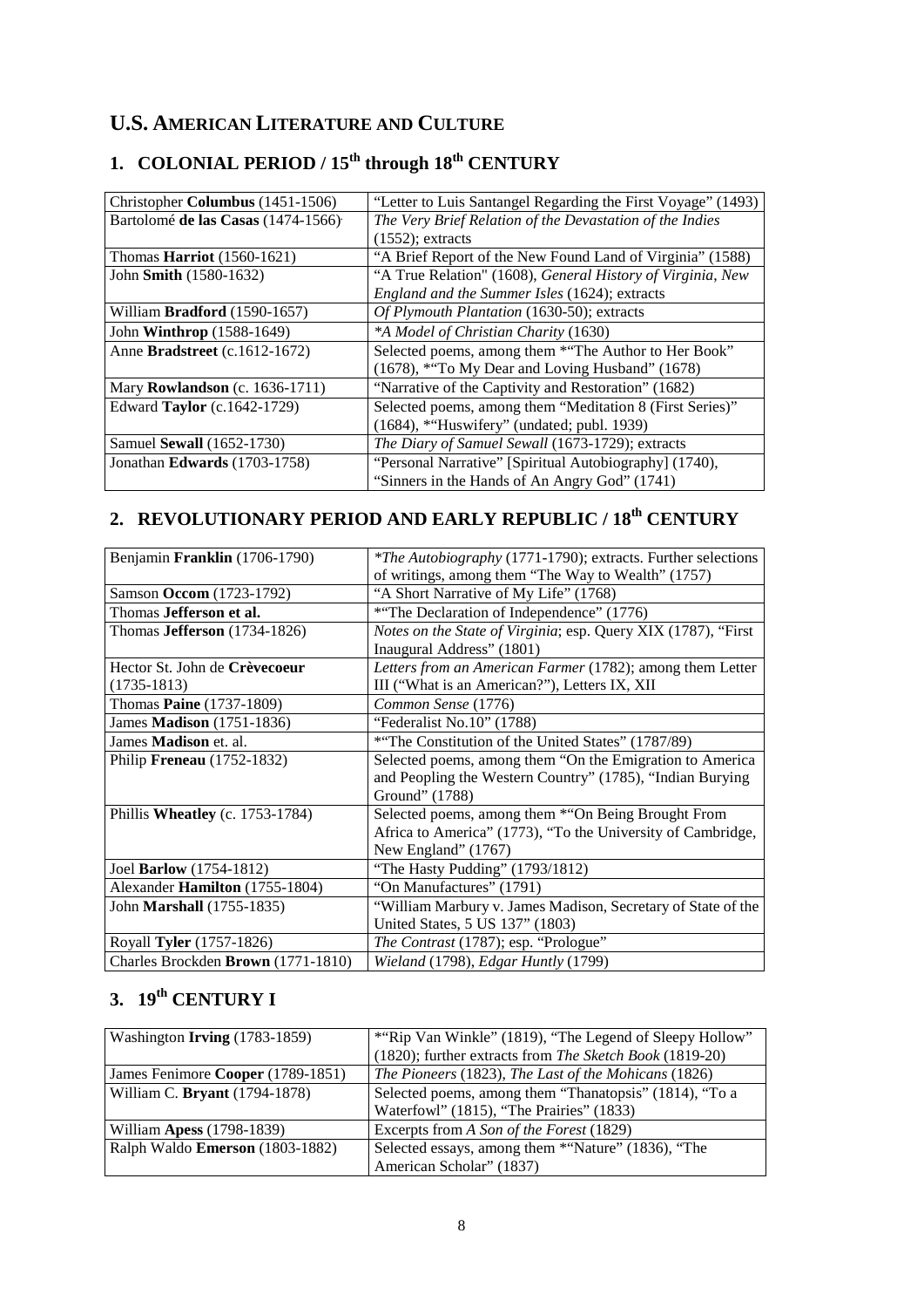## U.S. AMERICAN LITERATURE AND CULTURE

### 1. COLONIAL PERIOD / 15th through 18th CENTURY

| | |
|---|---|
| Christopher **Columbus** (1451-1506) | "Letter to Luis Santangel Regarding the First Voyage" (1493) |
| Bartolomé **de las Casas** (1474-1566) | *The Very Brief Relation of the Devastation of the Indies* (1552); extracts |
| Thomas **Harriot** (1560-1621) | "A Brief Report of the New Found Land of Virginia" (1588) |
| John **Smith** (1580-1632) | "A True Relation" (1608), *General History of Virginia, New England and the Summer Isles* (1624); extracts |
| William **Bradford** (1590-1657) | *Of Plymouth Plantation* (1630-50); extracts |
| John **Winthrop** (1588-1649) | **A Model of Christian Charity* (1630) |
| Anne **Bradstreet** (c.1612-1672) | Selected poems, among them *"The Author to Her Book" (1678), *"To My Dear and Loving Husband" (1678) |
| Mary **Rowlandson** (c. 1636-1711) | "Narrative of the Captivity and Restoration" (1682) |
| Edward **Taylor** (c.1642-1729) | Selected poems, among them "Meditation 8 (First Series)" (1684), *"Huswifery" (undated; publ. 1939) |
| Samuel **Sewall** (1652-1730) | *The Diary of Samuel Sewall* (1673-1729); extracts |
| Jonathan **Edwards** (1703-1758) | "Personal Narrative" [Spiritual Autobiography] (1740), "Sinners in the Hands of An Angry God" (1741) |

### 2. REVOLUTIONARY PERIOD AND EARLY REPUBLIC / 18th CENTURY

| | |
|---|---|
| Benjamin **Franklin** (1706-1790) | **The Autobiography* (1771-1790); extracts. Further selections of writings, among them "The Way to Wealth" (1757) |
| Samson **Occom** (1723-1792) | "A Short Narrative of My Life" (1768) |
| Thomas **Jefferson et al.** | *"The Declaration of Independence" (1776) |
| Thomas **Jefferson** (1734-1826) | *Notes on the State of Virginia*; esp. Query XIX (1787), "First Inaugural Address" (1801) |
| Hector St. John de **Crèvecoeur** (1735-1813) | *Letters from an American Farmer* (1782); among them Letter III ("What is an American?"), Letters IX, XII |
| Thomas **Paine** (1737-1809) | *Common Sense* (1776) |
| James **Madison** (1751-1836) | "Federalist No.10" (1788) |
| James **Madison** et. al. | *"The Constitution of the United States" (1787/89) |
| Philip **Freneau** (1752-1832) | Selected poems, among them "On the Emigration to America and Peopling the Western Country" (1785), "Indian Burying Ground" (1788) |
| Phillis **Wheatley** (c. 1753-1784) | Selected poems, among them *"On Being Brought From Africa to America" (1773), "To the University of Cambridge, New England" (1767) |
| Joel **Barlow** (1754-1812) | "The Hasty Pudding" (1793/1812) |
| Alexander **Hamilton** (1755-1804) | "On Manufactures" (1791) |
| John **Marshall** (1755-1835) | "William Marbury v. James Madison, Secretary of State of the United States, 5 US 137" (1803) |
| Royall **Tyler** (1757-1826) | *The Contrast* (1787); esp. "Prologue" |
| Charles Brockden **Brown** (1771-1810) | *Wieland* (1798), *Edgar Huntly* (1799) |

### 3. 19th CENTURY I

| | |
|---|---|
| Washington **Irving** (1783-1859) | *"Rip Van Winkle" (1819), "The Legend of Sleepy Hollow" (1820); further extracts from *The Sketch Book* (1819-20) |
| James Fenimore **Cooper** (1789-1851) | *The Pioneers* (1823), *The Last of the Mohicans* (1826) |
| William C. **Bryant** (1794-1878) | Selected poems, among them "Thanatopsis" (1814), "To a Waterfowl" (1815), "The Prairies" (1833) |
| William **Apess** (1798-1839) | Excerpts from *A Son of the Forest* (1829) |
| Ralph Waldo **Emerson** (1803-1882) | Selected essays, among them *"Nature" (1836), "The American Scholar" (1837) |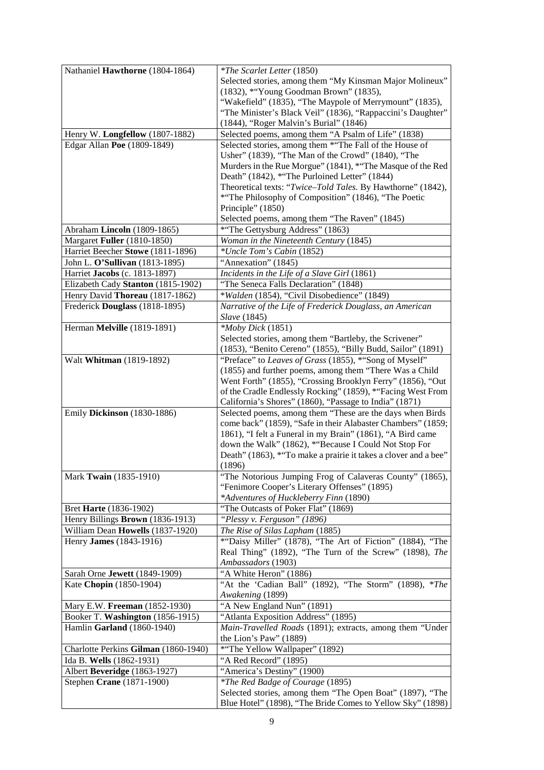| | |
|---|---|
| Nathaniel **Hawthorne** (1804-1864) | **The Scarlet Letter* (1850)<br>Selected stories, among them "My Kinsman Major Molineux" (1832), *"Young Goodman Brown" (1835), "Wakefield" (1835), "The Maypole of Merrymount" (1835), "The Minister's Black Veil" (1836), "Rappaccini's Daughter" (1844), "Roger Malvin's Burial" (1846) |
| Henry W. **Longfellow** (1807-1882) | Selected poems, among them "A Psalm of Life" (1838) |
| Edgar Allan **Poe** (1809-1849) | Selected stories, among them *"The Fall of the House of Usher" (1839), "The Man of the Crowd" (1840), "The Murders in the Rue Morgue" (1841), *"The Masque of the Red Death" (1842), *"The Purloined Letter" (1844)<br>Theoretical texts: "*Twice–Told Tales.* By Hawthorne" (1842), *"The Philosophy of Composition" (1846), "The Poetic Principle" (1850)<br>Selected poems, among them "The Raven" (1845) |
| Abraham **Lincoln** (1809-1865) | *"The Gettysburg Address" (1863) |
| Margaret **Fuller** (1810-1850) | *Woman in the Nineteenth Century* (1845) |
| Harriet Beecher **Stowe** (1811-1896) | **Uncle Tom's Cabin* (1852) |
| John L. **O'Sullivan** (1813-1895) | "Annexation" (1845) |
| Harriet **Jacobs** (c. 1813-1897) | *Incidents in the Life of a Slave Girl* (1861) |
| Elizabeth Cady **Stanton** (1815-1902) | "The Seneca Falls Declaration" (1848) |
| Henry David **Thoreau** (1817-1862) | **Walden* (1854), "Civil Disobedience" (1849) |
| Frederick **Douglass** (1818-1895) | *Narrative of the Life of Frederick Douglass, an American Slave* (1845) |
| Herman **Melville** (1819-1891) | **Moby Dick* (1851)<br>Selected stories, among them "Bartleby, the Scrivener" (1853), "Benito Cereno" (1855), "Billy Budd, Sailor" (1891) |
| Walt **Whitman** (1819-1892) | "Preface" to *Leaves of Grass* (1855), *"Song of Myself" (1855) and further poems, among them "There Was a Child Went Forth" (1855), "Crossing Brooklyn Ferry" (1856), "Out of the Cradle Endlessly Rocking" (1859), *"Facing West From California's Shores" (1860), "Passage to India" (1871) |
| Emily **Dickinson** (1830-1886) | Selected poems, among them "These are the days when Birds come back" (1859), "Safe in their Alabaster Chambers" (1859; 1861), "I felt a Funeral in my Brain" (1861), "A Bird came down the Walk" (1862), *"Because I Could Not Stop For Death" (1863), *"To make a prairie it takes a clover and a bee" (1896) |
| Mark **Twain** (1835-1910) | "The Notorious Jumping Frog of Calaveras County" (1865), "Fenimore Cooper's Literary Offenses" (1895)<br>**Adventures of Huckleberry Finn* (1890) |
| Bret **Harte** (1836-1902) | "The Outcasts of Poker Flat" (1869) |
| Henry Billings **Brown** (1836-1913) | *"Plessy v. Ferguson" (1896)* |
| William Dean **Howells** (1837-1920) | *The Rise of Silas Lapham* (1885) |
| Henry **James** (1843-1916) | *"Daisy Miller" (1878), "The Art of Fiction" (1884), "The Real Thing" (1892), "The Turn of the Screw" (1898), *The Ambassadors* (1903) |
| Sarah Orne **Jewett** (1849-1909) | "A White Heron" (1886) |
| Kate **Chopin** (1850-1904) | "At the 'Cadian Ball" (1892), "The Storm" (1898), **The Awakening* (1899) |
| Mary E.W. **Freeman** (1852-1930) | "A New England Nun" (1891) |
| Booker T. **Washington** (1856-1915) | "Atlanta Exposition Address" (1895) |
| Hamlin **Garland** (1860-1940) | *Main-Travelled Roads* (1891); extracts, among them "Under the Lion's Paw" (1889) |
| Charlotte Perkins **Gilman** (1860-1940) | *"The Yellow Wallpaper" (1892) |
| Ida B. **Wells** (1862-1931) | "A Red Record" (1895) |
| Albert **Beveridge** (1863-1927) | "America's Destiny" (1900) |
| Stephen **Crane** (1871-1900) | **The Red Badge of Courage* (1895)<br>Selected stories, among them "The Open Boat" (1897), "The Blue Hotel" (1898), "The Bride Comes to Yellow Sky" (1898) |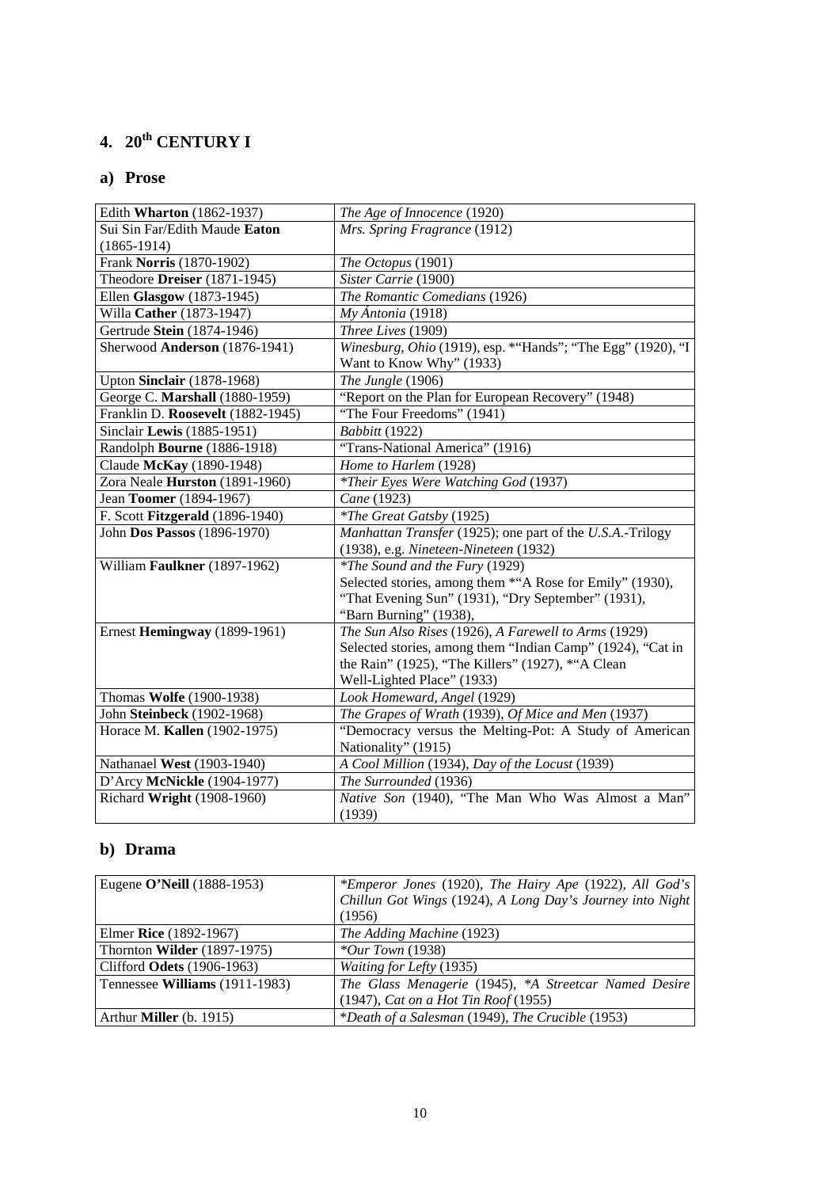# 4. 20th CENTURY I

## a) Prose

| | |
|---|---|
| Edith **Wharton** (1862-1937) | *The Age of Innocence* (1920) |
| Sui Sin Far/Edith Maude **Eaton** (1865-1914) | *Mrs. Spring Fragrance* (1912) |
| Frank **Norris** (1870-1902) | *The Octopus* (1901) |
| Theodore **Dreiser** (1871-1945) | *Sister Carrie* (1900) |
| Ellen **Glasgow** (1873-1945) | *The Romantic Comedians* (1926) |
| Willa **Cather** (1873-1947) | *My Ántonia* (1918) |
| Gertrude **Stein** (1874-1946) | *Three Lives* (1909) |
| Sherwood **Anderson** (1876-1941) | *Winesburg, Ohio* (1919), esp. *"Hands"; "The Egg" (1920), "I Want to Know Why" (1933) |
| Upton **Sinclair** (1878-1968) | *The Jungle* (1906) |
| George C. **Marshall** (1880-1959) | "Report on the Plan for European Recovery" (1948) |
| Franklin D. **Roosevelt** (1882-1945) | "The Four Freedoms" (1941) |
| Sinclair **Lewis** (1885-1951) | *Babbitt* (1922) |
| Randolph **Bourne** (1886-1918) | "Trans-National America" (1916) |
| Claude **McKay** (1890-1948) | *Home to Harlem* (1928) |
| Zora Neale **Hurston** (1891-1960) | **Their Eyes Were Watching God* (1937) |
| Jean **Toomer** (1894-1967) | *Cane* (1923) |
| F. Scott **Fitzgerald** (1896-1940) | **The Great Gatsby* (1925) |
| John **Dos Passos** (1896-1970) | *Manhattan Transfer* (1925); one part of the *U.S.A.*-Trilogy (1938), e.g. *Nineteen-Nineteen* (1932) |
| William **Faulkner** (1897-1962) | **The Sound and the Fury* (1929)<br>Selected stories, among them *"A Rose for Emily" (1930), "That Evening Sun" (1931), "Dry September" (1931), "Barn Burning" (1938), |
| Ernest **Hemingway** (1899-1961) | *The Sun Also Rises* (1926), *A Farewell to Arms* (1929)<br>Selected stories, among them "Indian Camp" (1924), "Cat in the Rain" (1925), "The Killers" (1927), *"A Clean Well-Lighted Place" (1933) |
| Thomas **Wolfe** (1900-1938) | *Look Homeward, Angel* (1929) |
| John **Steinbeck** (1902-1968) | *The Grapes of Wrath* (1939), *Of Mice and Men* (1937) |
| Horace M. **Kallen** (1902-1975) | "Democracy versus the Melting-Pot: A Study of American Nationality" (1915) |
| Nathanael **West** (1903-1940) | *A Cool Million* (1934), *Day of the Locust* (1939) |
| D'Arcy **McNickle** (1904-1977) | *The Surrounded* (1936) |
| Richard **Wright** (1908-1960) | *Native Son* (1940), "The Man Who Was Almost a Man" (1939) |

## b) Drama

| | |
|---|---|
| Eugene **O'Neill** (1888-1953) | **Emperor Jones* (1920), *The Hairy Ape* (1922), *All God's Chillun Got Wings* (1924), *A Long Day's Journey into Night* (1956) |
| Elmer **Rice** (1892-1967) | *The Adding Machine* (1923) |
| Thornton **Wilder** (1897-1975) | **Our Town* (1938) |
| Clifford **Odets** (1906-1963) | *Waiting for Lefty* (1935) |
| Tennessee **Williams** (1911-1983) | *The Glass Menagerie* (1945), **A Streetcar Named Desire* (1947), *Cat on a Hot Tin Roof* (1955) |
| Arthur **Miller** (b. 1915) | **Death of a Salesman* (1949), *The Crucible* (1953) |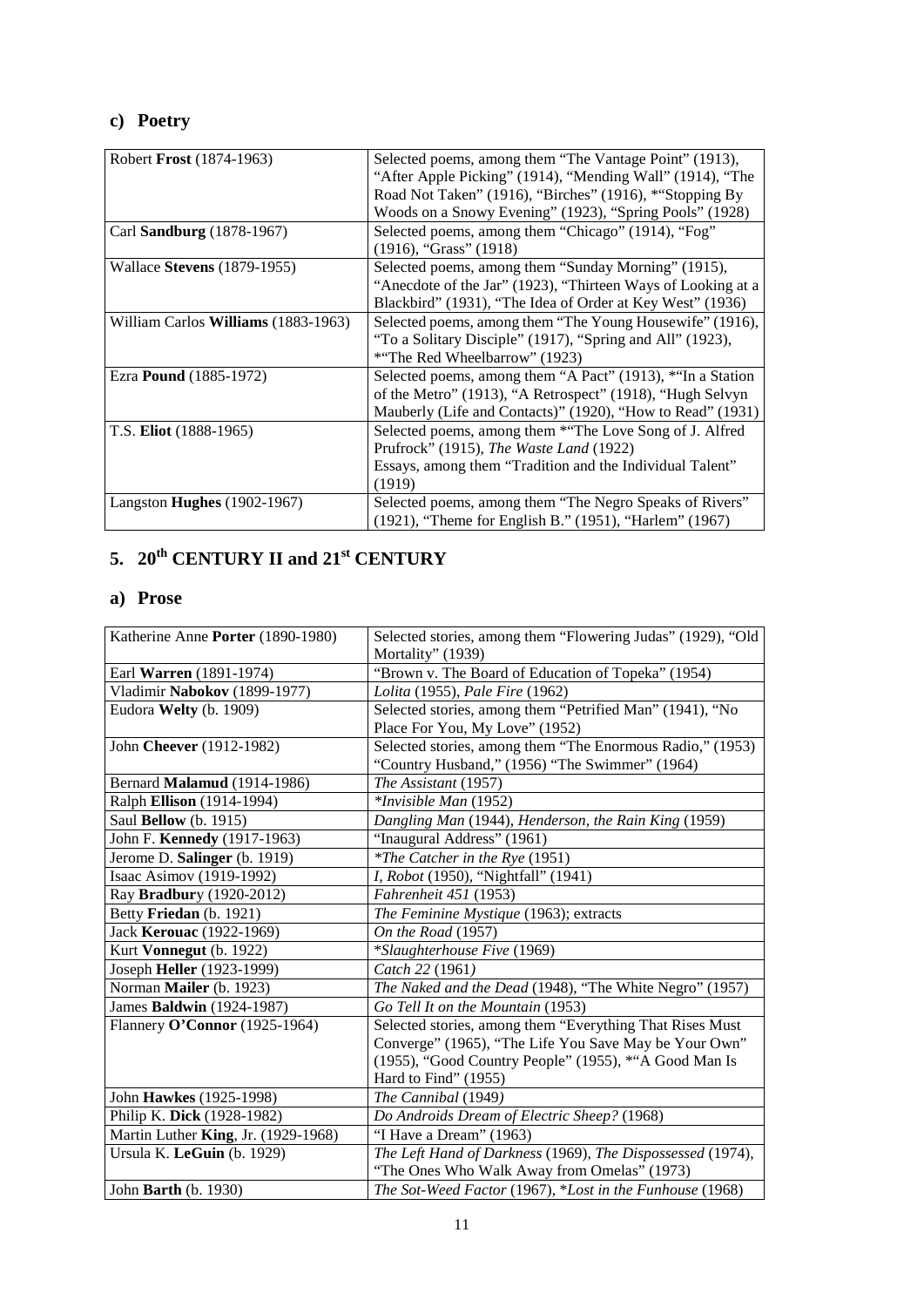### c) Poetry

| | |
|---|---|
| Robert **Frost** (1874-1963) | Selected poems, among them "The Vantage Point" (1913), "After Apple Picking" (1914), "Mending Wall" (1914), "The Road Not Taken" (1916), "Birches" (1916), *"Stopping By Woods on a Snowy Evening" (1923), "Spring Pools" (1928) |
| Carl **Sandburg** (1878-1967) | Selected poems, among them "Chicago" (1914), "Fog" (1916), "Grass" (1918) |
| Wallace **Stevens** (1879-1955) | Selected poems, among them "Sunday Morning" (1915), "Anecdote of the Jar" (1923), "Thirteen Ways of Looking at a Blackbird" (1931), "The Idea of Order at Key West" (1936) |
| William Carlos **Williams** (1883-1963) | Selected poems, among them "The Young Housewife" (1916), "To a Solitary Disciple" (1917), "Spring and All" (1923), *"The Red Wheelbarrow" (1923) |
| Ezra **Pound** (1885-1972) | Selected poems, among them "A Pact" (1913), *"In a Station of the Metro" (1913), "A Retrospect" (1918), "Hugh Selvyn Mauberly (Life and Contacts)" (1920), "How to Read" (1931) |
| T.S. **Eliot** (1888-1965) | Selected poems, among them *"The Love Song of J. Alfred Prufrock" (1915), *The Waste Land* (1922)<br>Essays, among them "Tradition and the Individual Talent" (1919) |
| Langston **Hughes** (1902-1967) | Selected poems, among them "The Negro Speaks of Rivers" (1921), "Theme for English B." (1951), "Harlem" (1967) |

## 5. 20th CENTURY II and 21st CENTURY

### a) Prose

| | |
|---|---|
| Katherine Anne **Porter** (1890-1980) | Selected stories, among them "Flowering Judas" (1929), "Old Mortality" (1939) |
| Earl **Warren** (1891-1974) | "Brown v. The Board of Education of Topeka" (1954) |
| Vladimir **Nabokov** (1899-1977) | *Lolita* (1955), *Pale Fire* (1962) |
| Eudora **Welty** (b. 1909) | Selected stories, among them "Petrified Man" (1941), "No Place For You, My Love" (1952) |
| John **Cheever** (1912-1982) | Selected stories, among them "The Enormous Radio," (1953) "Country Husband," (1956) "The Swimmer" (1964) |
| Bernard **Malamud** (1914-1986) | *The Assistant* (1957) |
| Ralph **Ellison** (1914-1994) | **Invisible Man* (1952) |
| Saul **Bellow** (b. 1915) | *Dangling Man* (1944), *Henderson, the Rain King* (1959) |
| John F. **Kennedy** (1917-1963) | "Inaugural Address" (1961) |
| Jerome D. **Salinger** (b. 1919) | **The Catcher in the Rye* (1951) |
| Isaac Asimov (1919-1992) | *I, Robot* (1950), "Nightfall" (1941) |
| Ray **Bradbury** (1920-2012) | *Fahrenheit 451* (1953) |
| Betty **Friedan** (b. 1921) | *The Feminine Mystique* (1963); extracts |
| Jack **Kerouac** (1922-1969) | *On the Road* (1957) |
| Kurt **Vonnegut** (b. 1922) | **Slaughterhouse Five* (1969) |
| Joseph **Heller** (1923-1999) | *Catch 22* (1961) |
| Norman **Mailer** (b. 1923) | *The Naked and the Dead* (1948), "The White Negro" (1957) |
| James **Baldwin** (1924-1987) | *Go Tell It on the Mountain* (1953) |
| Flannery **O'Connor** (1925-1964) | Selected stories, among them "Everything That Rises Must Converge" (1965), "The Life You Save May be Your Own" (1955), "Good Country People" (1955), *"A Good Man Is Hard to Find" (1955) |
| John **Hawkes** (1925-1998) | *The Cannibal* (1949) |
| Philip K. **Dick** (1928-1982) | *Do Androids Dream of Electric Sheep?* (1968) |
| Martin Luther **King**, Jr. (1929-1968) | "I Have a Dream" (1963) |
| Ursula K. **LeGuin** (b. 1929) | *The Left Hand of Darkness* (1969), *The Dispossessed* (1974), "The Ones Who Walk Away from Omelas" (1973) |
| John **Barth** (b. 1930) | *The Sot-Weed Factor* (1967), **Lost in the Funhouse* (1968) |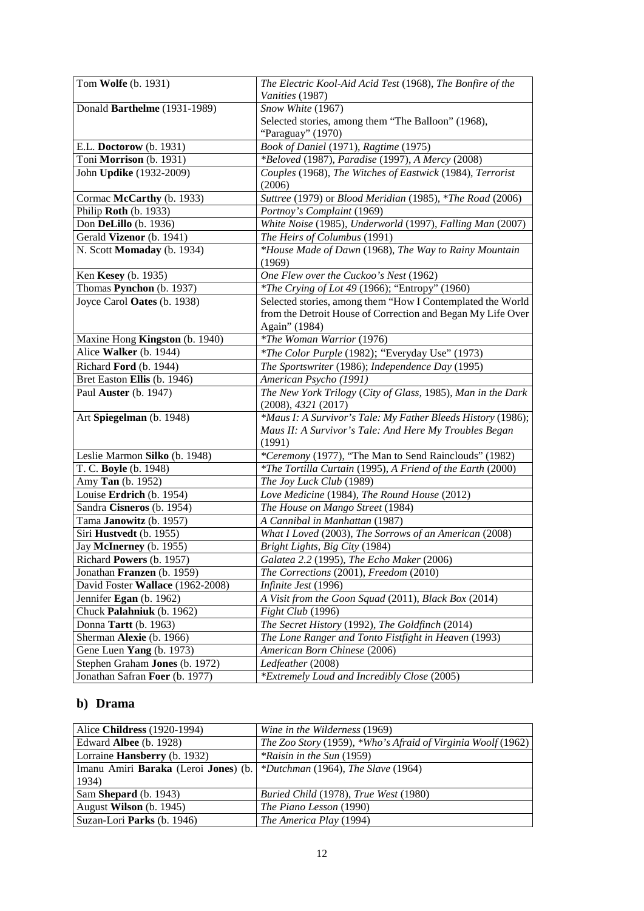| | |
|---|---|
| Tom **Wolfe** (b. 1931) | *The Electric Kool-Aid Acid Test* (1968), *The Bonfire of the Vanities* (1987) |
| Donald **Barthelme** (1931-1989) | *Snow White* (1967)<br>Selected stories, among them "The Balloon" (1968), "Paraguay" (1970) |
| E.L. **Doctorow** (b. 1931) | *Book of Daniel* (1971), *Ragtime* (1975) |
| Toni **Morrison** (b. 1931) | *\*Beloved* (1987), *Paradise* (1997), *A Mercy* (2008) |
| John **Updike** (1932-2009) | *Couples* (1968), *The Witches of Eastwick* (1984), *Terrorist* (2006) |
| Cormac **McCarthy** (b. 1933) | *Suttree* (1979) or *Blood Meridian* (1985), *\*The Road* (2006) |
| Philip **Roth** (b. 1933) | *Portnoy's Complaint* (1969) |
| Don **DeLillo** (b. 1936) | *White Noise* (1985), *Underworld* (1997), *Falling Man* (2007) |
| Gerald **Vizenor** (b. 1941) | *The Heirs of Columbus* (1991) |
| N. Scott **Momaday** (b. 1934) | *\*House Made of Dawn* (1968), *The Way to Rainy Mountain* (1969) |
| Ken **Kesey** (b. 1935) | *One Flew over the Cuckoo's Nest* (1962) |
| Thomas **Pynchon** (b. 1937) | *\*The Crying of Lot 49* (1966); "Entropy" (1960) |
| Joyce Carol **Oates** (b. 1938) | Selected stories, among them "How I Contemplated the World from the Detroit House of Correction and Began My Life Over Again" (1984) |
| Maxine Hong **Kingston** (b. 1940) | *\*The Woman Warrior* (1976) |
| Alice **Walker** (b. 1944) | *\*The Color Purple* (1982); "Everyday Use" (1973) |
| Richard **Ford** (b. 1944) | *The Sportswriter* (1986); *Independence Day* (1995) |
| Bret Easton **Ellis** (b. 1946) | *American Psycho (1991)* |
| Paul **Auster** (b. 1947) | *The New York Trilogy* (*City of Glass*, 1985), *Man in the Dark* (2008), *4321* (2017) |
| Art **Spiegelman** (b. 1948) | *\*Maus I: A Survivor's Tale: My Father Bleeds History* (1986); *Maus II: A Survivor's Tale: And Here My Troubles Began* (1991) |
| Leslie Marmon **Silko** (b. 1948) | *\*Ceremony* (1977), "The Man to Send Rainclouds" (1982) |
| T. C. **Boyle** (b. 1948) | *\*The Tortilla Curtain* (1995), *A Friend of the Earth* (2000) |
| Amy **Tan** (b. 1952) | *The Joy Luck Club* (1989) |
| Louise **Erdrich** (b. 1954) | *Love Medicine* (1984), *The Round House* (2012) |
| Sandra **Cisneros** (b. 1954) | *The House on Mango Street* (1984) |
| Tama **Janowitz** (b. 1957) | *A Cannibal in Manhattan* (1987) |
| Siri **Hustvedt** (b. 1955) | *What I Loved* (2003), *The Sorrows of an American* (2008) |
| Jay **McInerney** (b. 1955) | *Bright Lights, Big City* (1984) |
| Richard **Powers** (b. 1957) | *Galatea 2.2* (1995), *The Echo Maker* (2006) |
| Jonathan **Franzen** (b. 1959) | *The Corrections* (2001), *Freedom* (2010) |
| David Foster **Wallace** (1962-2008) | *Infinite Jest* (1996) |
| Jennifer **Egan** (b. 1962) | *A Visit from the Goon Squad* (2011), *Black Box* (2014) |
| Chuck **Palahniuk** (b. 1962) | *Fight Club* (1996) |
| Donna **Tartt** (b. 1963) | *The Secret History* (1992), *The Goldfinch* (2014) |
| Sherman **Alexie** (b. 1966) | *The Lone Ranger and Tonto Fistfight in Heaven* (1993) |
| Gene Luen **Yang** (b. 1973) | *American Born Chinese* (2006) |
| Stephen Graham **Jones** (b. 1972) | *Ledfeather* (2008) |
| Jonathan Safran **Foer** (b. 1977) | *\*Extremely Loud and Incredibly Close* (2005) |

## b) Drama

| | |
|---|---|
| Alice **Childress** (1920-1994) | *Wine in the Wilderness* (1969) |
| Edward **Albee** (b. 1928) | *The Zoo Story* (1959), *\*Who's Afraid of Virginia Woolf* (1962) |
| Lorraine **Hansberry** (b. 1932) | *\*Raisin in the Sun* (1959) |
| Imanu Amiri **Baraka** (Leroi **Jones**) (b. 1934) | *\*Dutchman* (1964), *The Slave* (1964) |
| Sam **Shepard** (b. 1943) | *Buried Child* (1978), *True West* (1980) |
| August **Wilson** (b. 1945) | *The Piano Lesson* (1990) |
| Suzan-Lori **Parks** (b. 1946) | *The America Play* (1994) |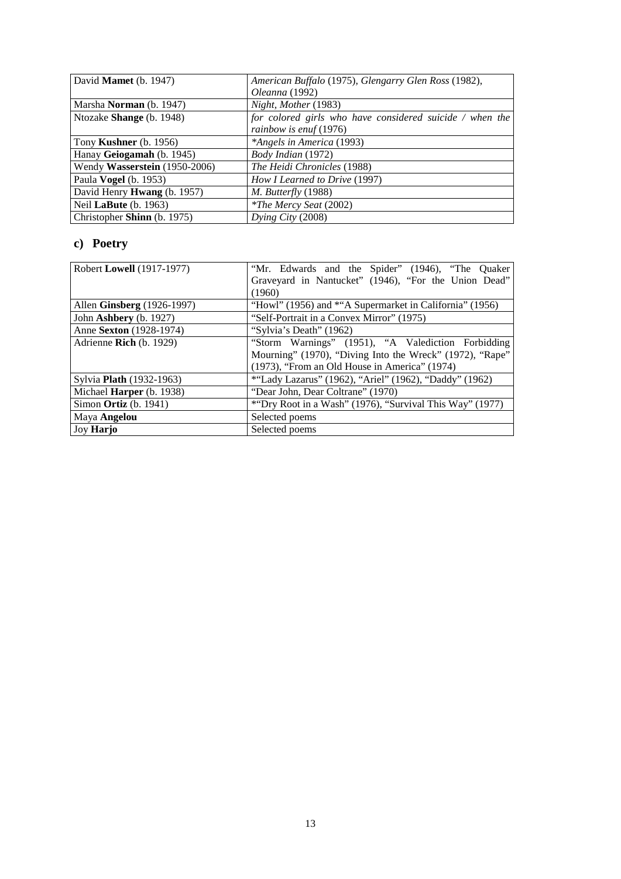| David **Mamet** (b. 1947) | *American Buffalo* (1975), *Glengarry Glen Ross* (1982), *Oleanna* (1992) |
|---|---|
| Marsha **Norman** (b. 1947) | *Night, Mother* (1983) |
| Ntozake **Shange** (b. 1948) | *for colored girls who have considered suicide / when the rainbow is enuf* (1976) |
| Tony **Kushner** (b. 1956) | **Angels in America* (1993) |
| Hanay **Geiogamah** (b. 1945) | *Body Indian* (1972) |
| Wendy **Wasserstein** (1950-2006) | *The Heidi Chronicles* (1988) |
| Paula **Vogel** (b. 1953) | *How I Learned to Drive* (1997) |
| David Henry **Hwang** (b. 1957) | *M. Butterfly* (1988) |
| Neil **LaBute** (b. 1963) | **The Mercy Seat* (2002) |
| Christopher **Shinn** (b. 1975) | *Dying City* (2008) |

## c) Poetry

| Robert **Lowell** (1917-1977) | "Mr. Edwards and the Spider" (1946), "The Quaker Graveyard in Nantucket" (1946), "For the Union Dead" (1960) |
|---|---|
| Allen **Ginsberg** (1926-1997) | "Howl" (1956) and *"A Supermarket in California" (1956) |
| John **Ashbery** (b. 1927) | "Self-Portrait in a Convex Mirror" (1975) |
| Anne **Sexton** (1928-1974) | "Sylvia's Death" (1962) |
| Adrienne **Rich** (b. 1929) | "Storm Warnings" (1951), "A Valediction Forbidding Mourning" (1970), "Diving Into the Wreck" (1972), "Rape" (1973), "From an Old House in America" (1974) |
| Sylvia **Plath** (1932-1963) | *"Lady Lazarus" (1962), "Ariel" (1962), "Daddy" (1962) |
| Michael **Harper** (b. 1938) | "Dear John, Dear Coltrane" (1970) |
| Simon **Ortiz** (b. 1941) | *"Dry Root in a Wash" (1976), "Survival This Way" (1977) |
| Maya **Angelou** | Selected poems |
| Joy **Harjo** | Selected poems |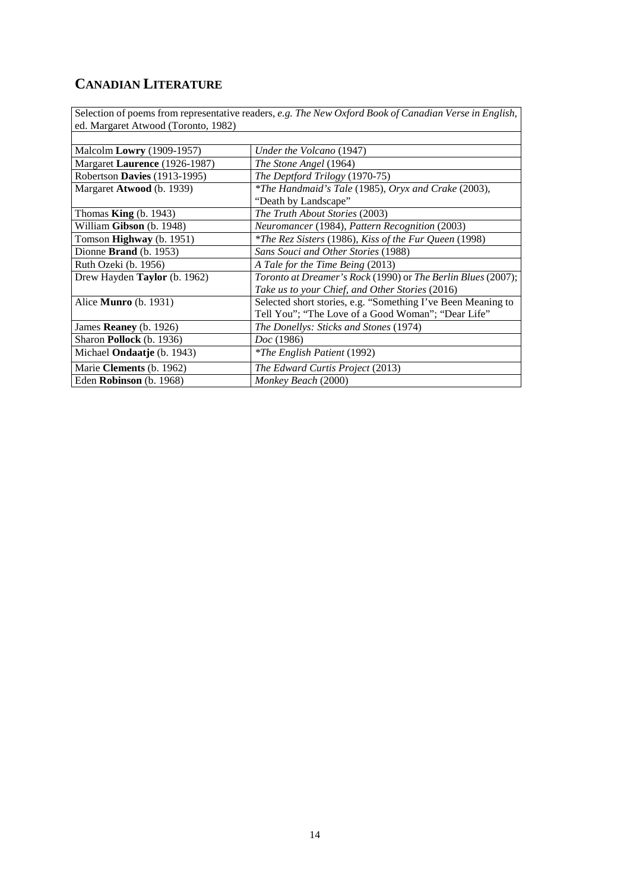## CANADIAN LITERATURE

| | |
|---|---|
| Selection of poems from representative readers, *e.g. The New Oxford Book of Canadian Verse in English*, ed. Margaret Atwood (Toronto, 1982) | |
| | |
| Malcolm **Lowry** (1909-1957) | *Under the Volcano* (1947) |
| Margaret **Laurence** (1926-1987) | *The Stone Angel* (1964) |
| Robertson **Davies** (1913-1995) | *The Deptford Trilogy* (1970-75) |
| Margaret **Atwood** (b. 1939) | **The Handmaid's Tale* (1985), *Oryx and Crake* (2003), "Death by Landscape" |
| Thomas **King** (b. 1943) | *The Truth About Stories* (2003) |
| William **Gibson** (b. 1948) | *Neuromancer* (1984), *Pattern Recognition* (2003) |
| Tomson **Highway** (b. 1951) | **The Rez Sisters* (1986), *Kiss of the Fur Queen* (1998) |
| Dionne **Brand** (b. 1953) | *Sans Souci and Other Stories* (1988) |
| Ruth Ozeki (b. 1956) | *A Tale for the Time Being* (2013) |
| Drew Hayden **Taylor** (b. 1962) | *Toronto at Dreamer's Rock* (1990) or *The Berlin Blues* (2007); *Take us to your Chief, and Other Stories* (2016) |
| Alice **Munro** (b. 1931) | Selected short stories, e.g. "Something I've Been Meaning to Tell You"; "The Love of a Good Woman"; "Dear Life" |
| James **Reaney** (b. 1926) | *The Donellys: Sticks and Stones* (1974) |
| Sharon **Pollock** (b. 1936) | *Doc* (1986) |
| Michael **Ondaatje** (b. 1943) | **The English Patient* (1992) |
| Marie **Clements** (b. 1962) | *The Edward Curtis Project* (2013) |
| Eden **Robinson** (b. 1968) | *Monkey Beach* (2000) |